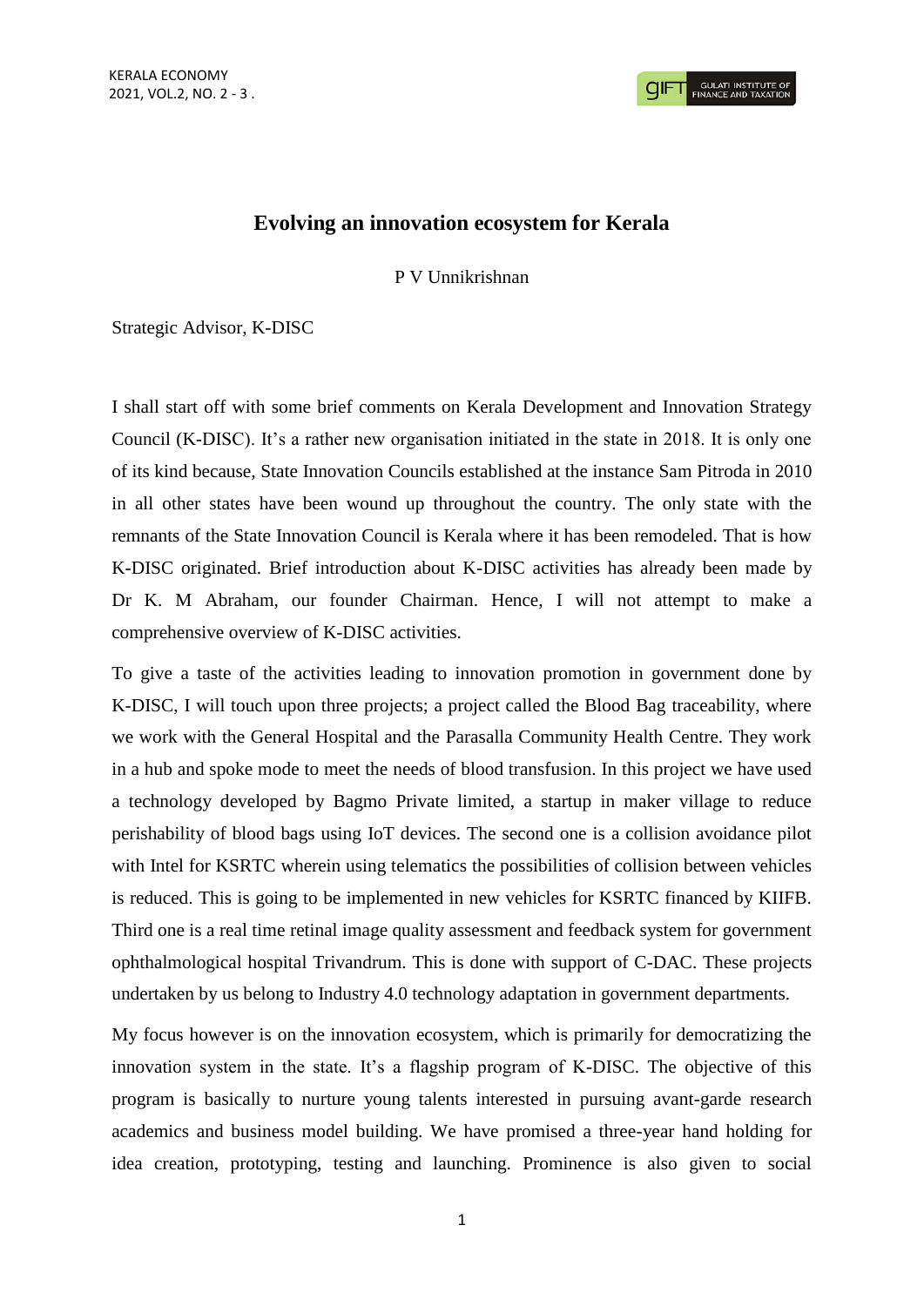# Evolving an innovation ecosystem for Kerala

P V Unnikrishnan

Strategic Advisor, K-DISC

I shall start off with some brief comments on Kerala Development and Innovation Strategy Council (K-DISC). It's a rather new organisation initiated in the state in 2018. It is only one of its kind because, State Innovation Councils established at the instance Sam Pitroda in 2010 in all other states have been wound up throughout the country. The only state with the remnants of the State Innovation Council is Kerala where it has been remodeled. That is how K-DISC originated. Brief introduction about K-DISC activities has already been made by Dr K. M Abraham, our founder Chairman. Hence, I will not attempt to make a comprehensive overview of K-DISC activities.

To give a taste of the activities leading to innovation promotion in government done by K-DISC, I will touch upon three projects; a project called the Blood Bag traceability, where we work with the General Hospital and the Parasalla Community Health Centre. They work in a hub and spoke mode to meet the needs of blood transfusion. In this project we have used a technology developed by Bagmo Private limited, a startup in maker village to reduce perishability of blood bags using IoT devices. The second one is a collision avoidance pilot with Intel for KSRTC wherein using telematics the possibilities of collision between vehicles is reduced. This is going to be implemented in new vehicles for KSRTC financed by KIIFB. Third one is a real time retinal image quality assessment and feedback system for government ophthalmological hospital Trivandrum. This is done with support of C-DAC. These projects undertaken by us belong to Industry 4.0 technology adaptation in government departments.

My focus however is on the innovation ecosystem, which is primarily for democratizing the innovation system in the state. It's a flagship program of K-DISC. The objective of this program is basically to nurture young talents interested in pursuing avant-garde research academics and business model building. We have promised a three-year hand holding for idea creation, prototyping, testing and launching. Prominence is also given to social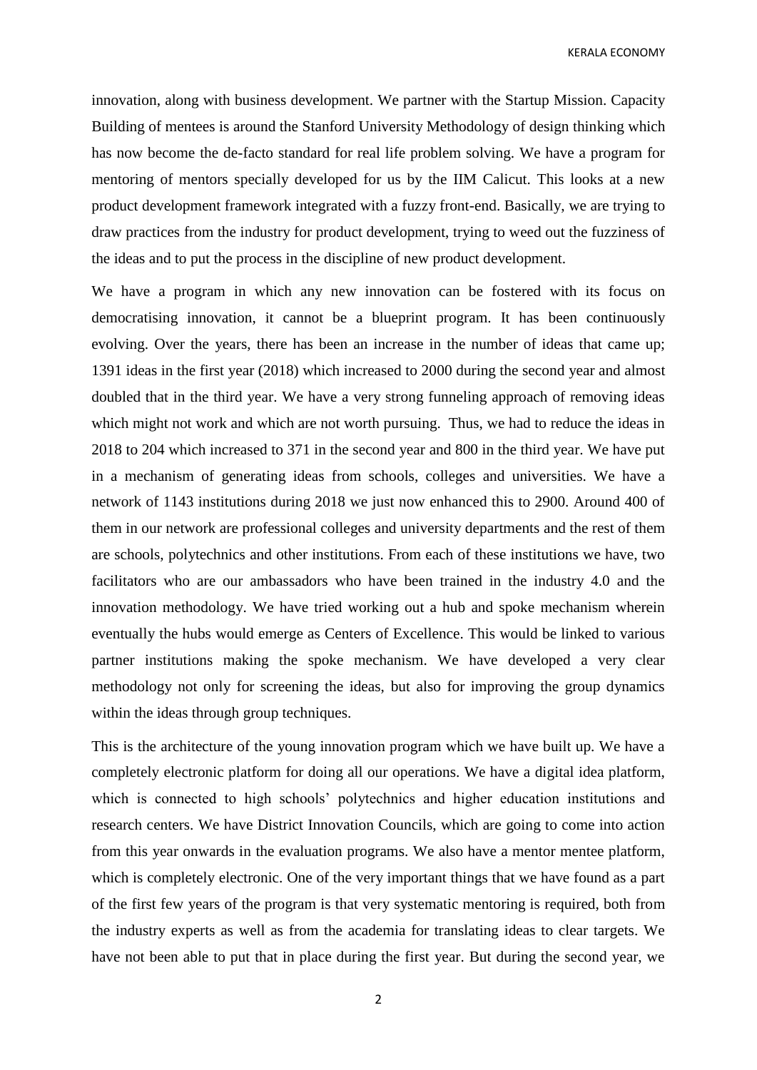innovation, along with business development. We partner with the Startup Mission. Capacity Building of mentees is around the Stanford University Methodology of design thinking which has now become the de-facto standard for real life problem solving. We have a program for mentoring of mentors specially developed for us by the IIM Calicut. This looks at a new product development framework integrated with a fuzzy front-end. Basically, we are trying to draw practices from the industry for product development, trying to weed out the fuzziness of the ideas and to put the process in the discipline of new product development.

We have a program in which any new innovation can be fostered with its focus on democratising innovation, it cannot be a blueprint program. It has been continuously evolving. Over the years, there has been an increase in the number of ideas that came up; 1391 ideas in the first year (2018) which increased to 2000 during the second year and almost doubled that in the third year. We have a very strong funneling approach of removing ideas which might not work and which are not worth pursuing. Thus, we had to reduce the ideas in 2018 to 204 which increased to 371 in the second year and 800 in the third year. We have put in a mechanism of generating ideas from schools, colleges and universities. We have a network of 1143 institutions during 2018 we just now enhanced this to 2900. Around 400 of them in our network are professional colleges and university departments and the rest of them are schools, polytechnics and other institutions. From each of these institutions we have, two facilitators who are our ambassadors who have been trained in the industry 4.0 and the innovation methodology. We have tried working out a hub and spoke mechanism wherein eventually the hubs would emerge as Centers of Excellence. This would be linked to various partner institutions making the spoke mechanism. We have developed a very clear methodology not only for screening the ideas, but also for improving the group dynamics within the ideas through group techniques.

This is the architecture of the young innovation program which we have built up. We have a completely electronic platform for doing all our operations. We have a digital idea platform, which is connected to high schools' polytechnics and higher education institutions and research centers. We have District Innovation Councils, which are going to come into action from this year onwards in the evaluation programs. We also have a mentor mentee platform, which is completely electronic. One of the very important things that we have found as a part of the first few years of the program is that very systematic mentoring is required, both from the industry experts as well as from the academia for translating ideas to clear targets. We have not been able to put that in place during the first year. But during the second year, we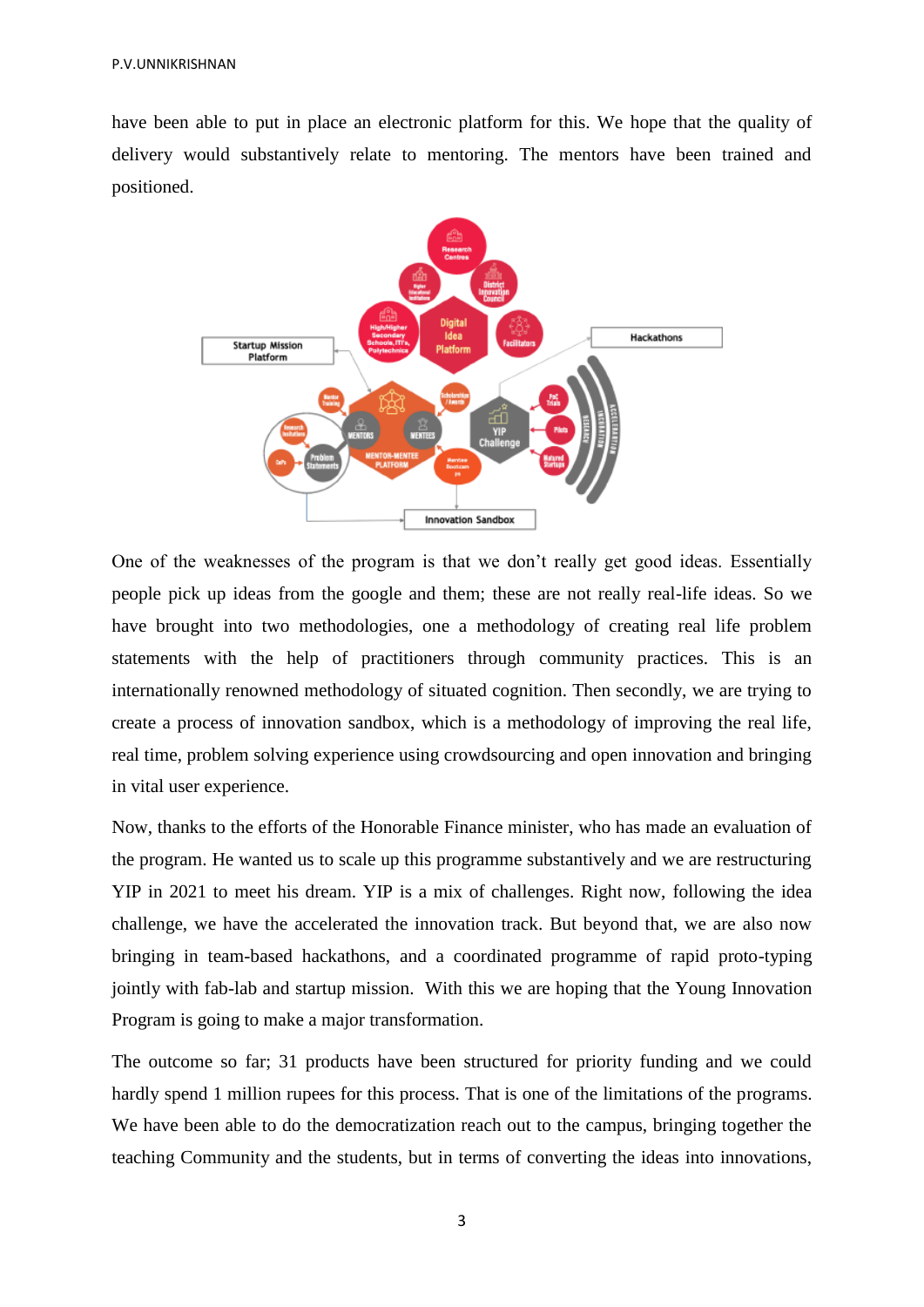have been able to put in place an electronic platform for this. We hope that the quality of delivery would substantively relate to mentoring. The mentors have been trained and positioned.

One of the weaknesses of the program is that we don't really get good ideas. Essentially people pick up ideas from the google and them; these are not really real-life ideas. So we have brought into two methodologies, one a methodology of creating real life problem statements with the help of practitioners through community practices. This is an internationally renowned methodology of situated cognition. Then secondly, we are trying to create a process of innovation sandbox, which is a methodology of improving the real life, real time, problem solving experience using crowdsourcing and open innovation and bringing in vital user experience.

Now, thanks to the efforts of the Honorable Finance minister, who has made an evaluation of the program. He wanted us to scale up this programme substantively and we are restructuring YIP in 2021 to meet his dream. YIP is a mix of challenges. Right now, following the idea challenge, we have the accelerated the innovation track. But beyond that, we are also now bringing in team-based hackathons, and a coordinated programme of rapid proto-typing jointly with fab-lab and startup mission. With this we are hoping that the Young Innovation Program is going to make a major transformation.

The outcome so far; 31 products have been structured for priority funding and we could hardly spend 1 million rupees for this process. That is one of the limitations of the programs. We have been able to do the democratization reach out to the campus, bringing together the teaching Community and the students, but in terms of converting the ideas into innovations,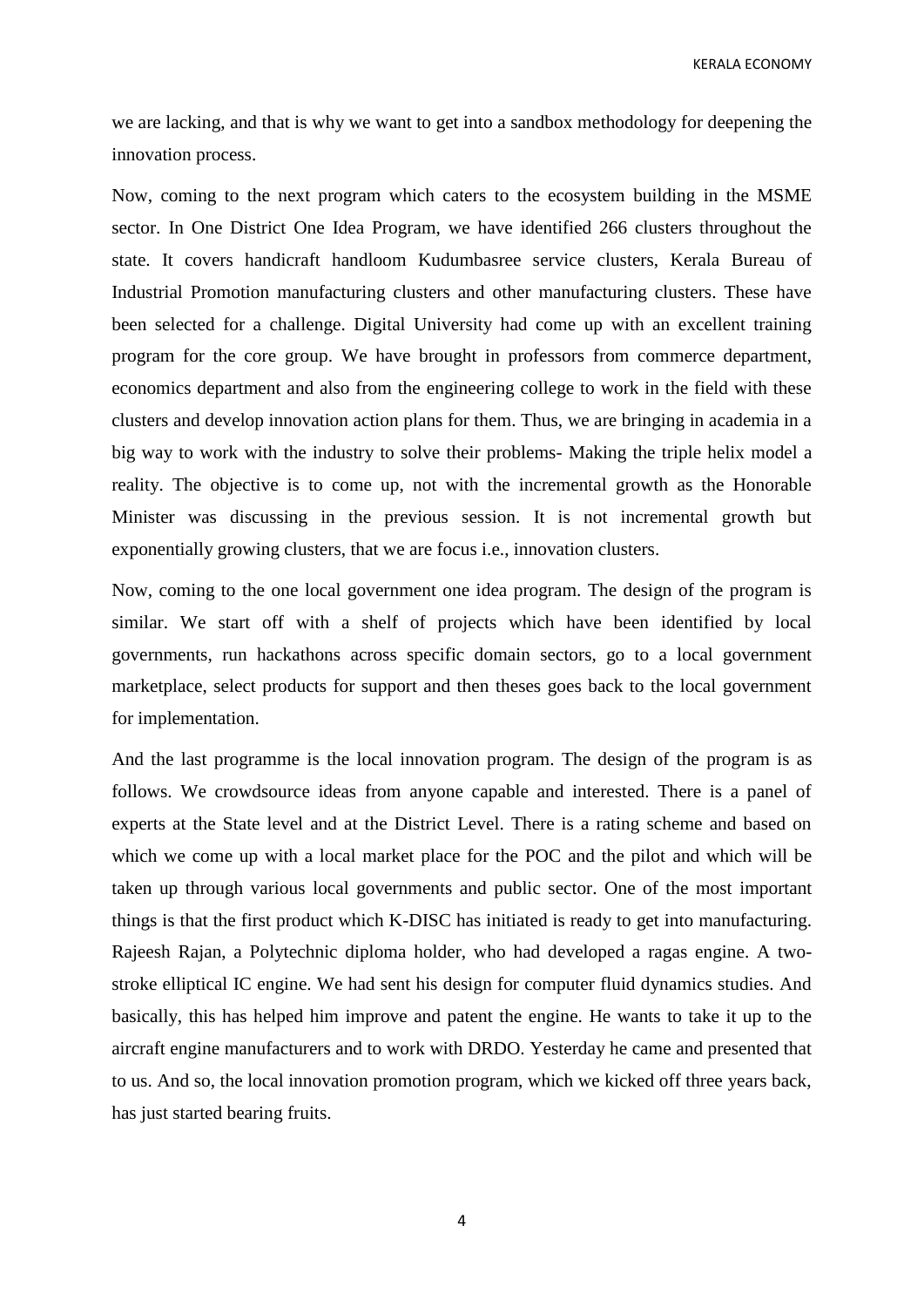we are lacking, and that is why we want to get into a sandbox methodology for deepening the innovation process.

Now, coming to the next program which caters to the ecosystem building in the MSME sector. In One District One Idea Program, we have identified 266 clusters throughout the state. It covers handicraft handloom Kudumbasree service clusters, Kerala Bureau of Industrial Promotion manufacturing clusters and other manufacturing clusters. These have been selected for a challenge. Digital University had come up with an excellent training program for the core group. We have brought in professors from commerce department, economics department and also from the engineering college to work in the field with these clusters and develop innovation action plans for them. Thus, we are bringing in academia in a big way to work with the industry to solve their problems- Making the triple helix model a reality. The objective is to come up, not with the incremental growth as the Honorable Minister was discussing in the previous session. It is not incremental growth but exponentially growing clusters, that we are focus i.e., innovation clusters.

Now, coming to the one local government one idea program. The design of the program is similar. We start off with a shelf of projects which have been identified by local governments, run hackathons across specific domain sectors, go to a local government marketplace, select products for support and then theses goes back to the local government for implementation.

And the last programme is the local innovation program. The design of the program is as follows. We crowdsource ideas from anyone capable and interested. There is a panel of experts at the State level and at the District Level. There is a rating scheme and based on which we come up with a local market place for the POC and the pilot and which will be taken up through various local governments and public sector. One of the most important things is that the first product which K-DISC has initiated is ready to get into manufacturing. Rajeesh Rajan, a Polytechnic diploma holder, who had developed a ragas engine. A two-stroke elliptical IC engine. We had sent his design for computer fluid dynamics studies. And basically, this has helped him improve and patent the engine. He wants to take it up to the aircraft engine manufacturers and to work with DRDO. Yesterday he came and presented that to us. And so, the local innovation promotion program, which we kicked off three years back, has just started bearing fruits.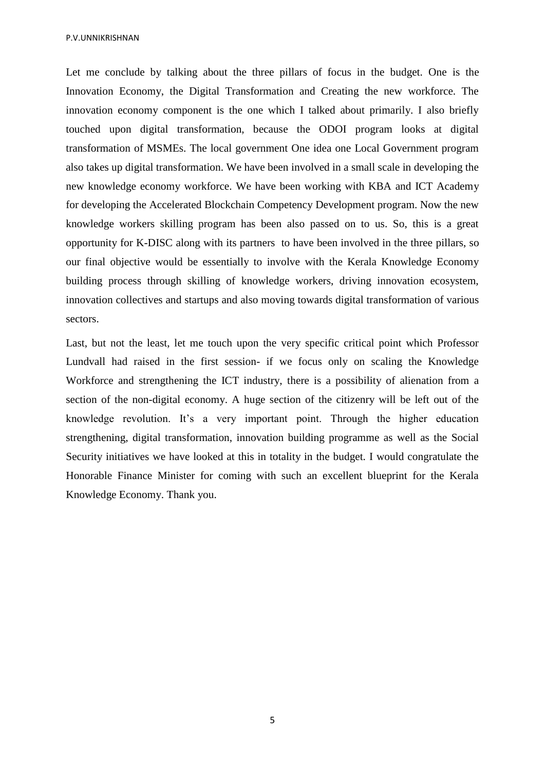Let me conclude by talking about the three pillars of focus in the budget. One is the Innovation Economy, the Digital Transformation and Creating the new workforce. The innovation economy component is the one which I talked about primarily. I also briefly touched upon digital transformation, because the ODOI program looks at digital transformation of MSMEs. The local government One idea one Local Government program also takes up digital transformation. We have been involved in a small scale in developing the new knowledge economy workforce. We have been working with KBA and ICT Academy for developing the Accelerated Blockchain Competency Development program. Now the new knowledge workers skilling program has been also passed on to us. So, this is a great opportunity for K-DISC along with its partners to have been involved in the three pillars, so our final objective would be essentially to involve with the Kerala Knowledge Economy building process through skilling of knowledge workers, driving innovation ecosystem, innovation collectives and startups and also moving towards digital transformation of various sectors.

Last, but not the least, let me touch upon the very specific critical point which Professor Lundvall had raised in the first session- if we focus only on scaling the Knowledge Workforce and strengthening the ICT industry, there is a possibility of alienation from a section of the non-digital economy. A huge section of the citizenry will be left out of the knowledge revolution. It's a very important point. Through the higher education strengthening, digital transformation, innovation building programme as well as the Social Security initiatives we have looked at this in totality in the budget. I would congratulate the Honorable Finance Minister for coming with such an excellent blueprint for the Kerala Knowledge Economy. Thank you.